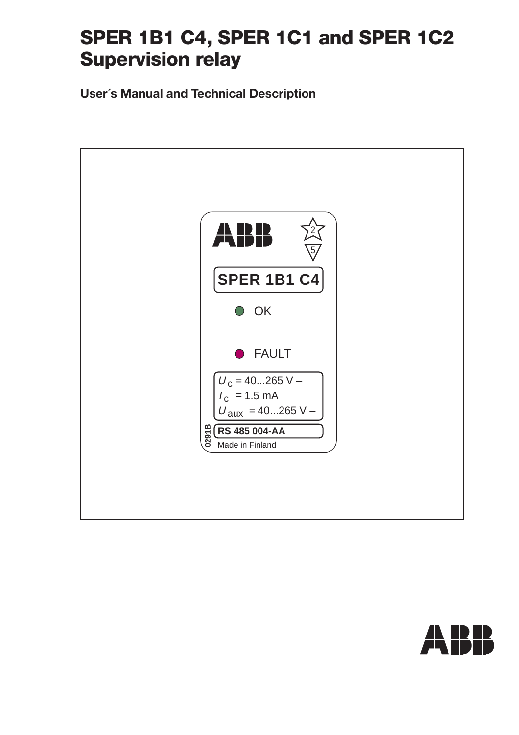# SPER 1B1 C4, SPER 1C1 and SPER 1C2 Supervision relay

**User´s Manual and Technical Description**

ABB

2

5

**SPER 1B1 C4**

OK

FAULT

$U_c$ = 40...265 V –
$I_c$ = 1.5 mA
$U_{aux}$ = 40...265 V –

**0291B**

**RS 485 004-AA**

Made in Finland

ABB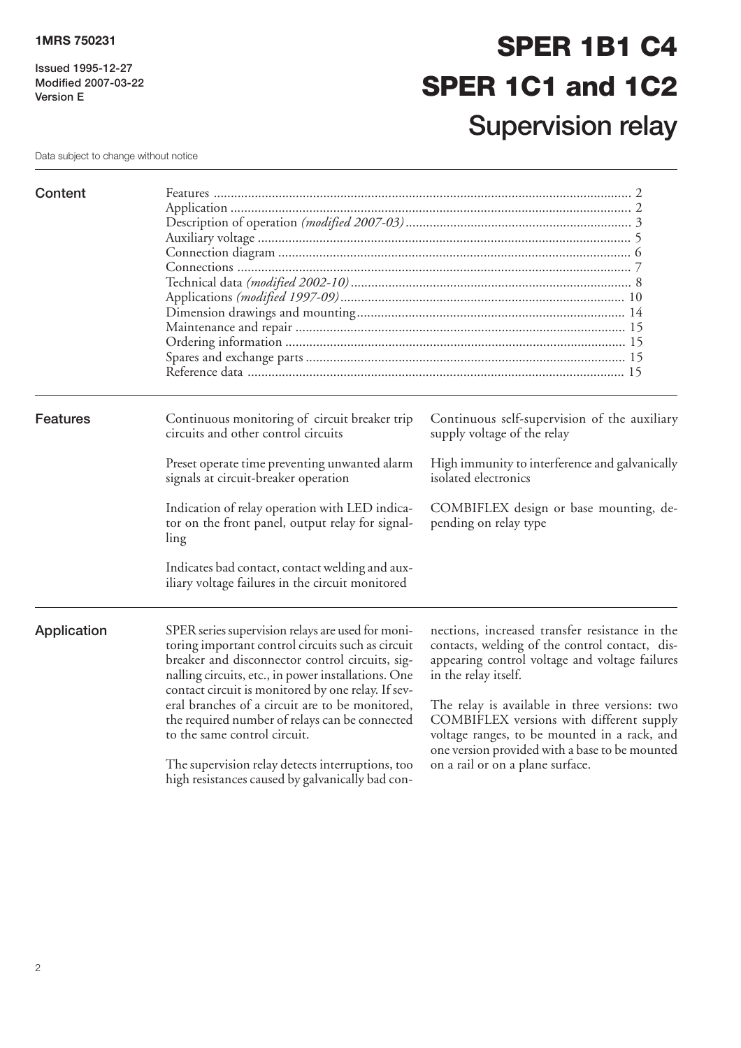1MRS 750231

Issued 1995-12-27
Modified 2007-03-22
Version E

# SPER 1B1 C4
# SPER 1C1 and 1C2
## Supervision relay

Data subject to change without notice

## Content

Features ........................................................ 2
Application ........................................................ 2
Description of operation *(modified 2007-03)* ........................................................ 3
Auxiliary voltage ........................................................ 5
Connection diagram ........................................................ 6
Connections ........................................................ 7
Technical data *(modified 2002-10)* ........................................................ 8
Applications *(modified 1997-09)* ........................................................ 10
Dimension drawings and mounting ........................................................ 14
Maintenance and repair ........................................................ 15
Ordering information ........................................................ 15
Spares and exchange parts ........................................................ 15
Reference data ........................................................ 15

## Features

Continuous monitoring of circuit breaker trip circuits and other control circuits

Preset operate time preventing unwanted alarm signals at circuit-breaker operation

Indication of relay operation with LED indicator on the front panel, output relay for signalling

Indicates bad contact, contact welding and auxiliary voltage failures in the circuit monitored

Continuous self-supervision of the auxiliary supply voltage of the relay

High immunity to interference and galvanically isolated electronics

COMBIFLEX design or base mounting, depending on relay type

## Application

SPER series supervision relays are used for monitoring important control circuits such as circuit breaker and disconnector control circuits, signalling circuits, etc., in power installations. One contact circuit is monitored by one relay. If several branches of a circuit are to be monitored, the required number of relays can be connected to the same control circuit.

The supervision relay detects interruptions, too high resistances caused by galvanically bad connections, increased transfer resistance in the contacts, welding of the control contact, disappearing control voltage and voltage failures in the relay itself.

The relay is available in three versions: two COMBIFLEX versions with different supply voltage ranges, to be mounted in a rack, and one version provided with a base to be mounted on a rail or on a plane surface.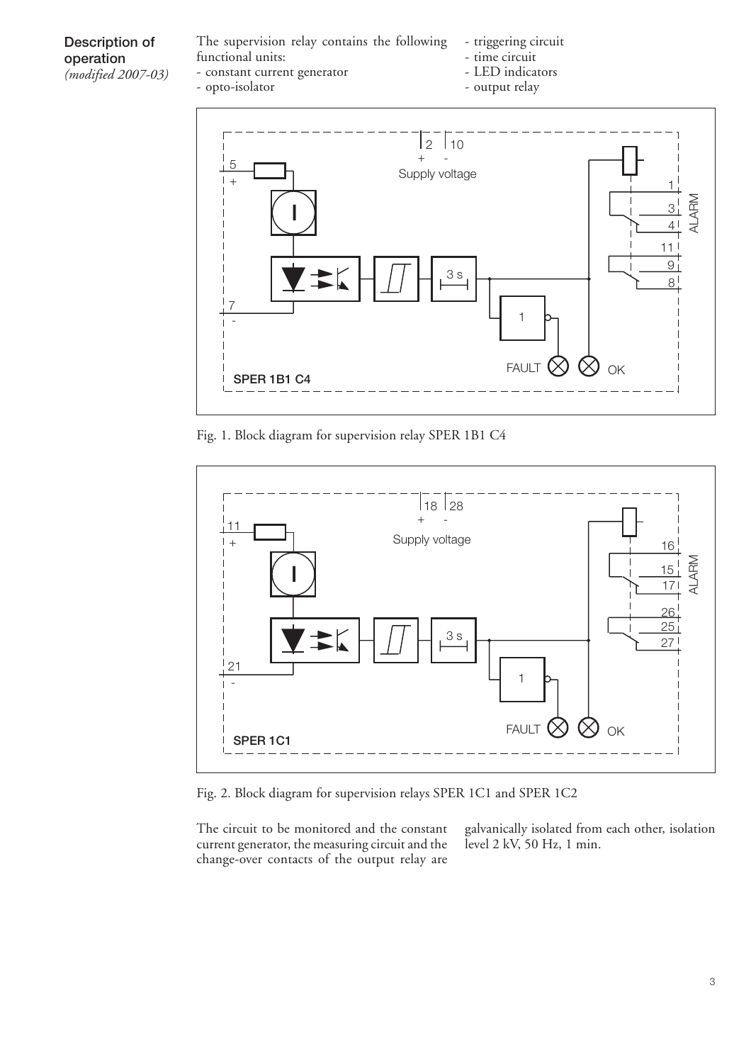## Description of operation

*(modified 2007-03)*

The supervision relay contains the following functional units:

- constant current generator
- opto-isolator
- triggering circuit
- time circuit
- LED indicators
- output relay

Fig. 1. Block diagram for supervision relay SPER 1B1 C4

Fig. 2. Block diagram for supervision relays SPER 1C1 and SPER 1C2

The circuit to be monitored and the constant current generator, the measuring circuit and the change-over contacts of the output relay are galvanically isolated from each other, isolation level 2 kV, 50 Hz, 1 min.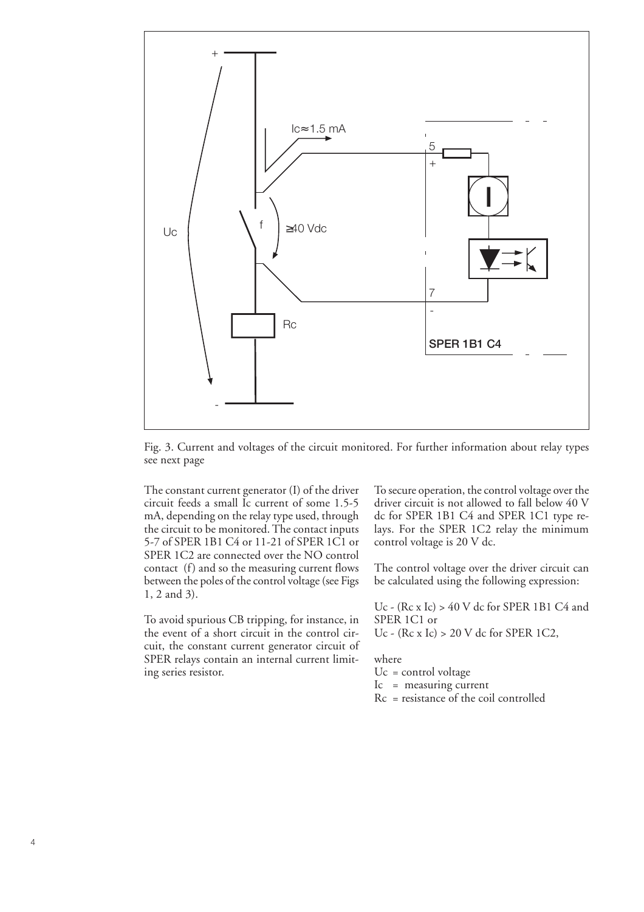Fig. 3. Current and voltages of the circuit monitored. For further information about relay types see next page

The constant current generator (I) of the driver circuit feeds a small Ic current of some 1.5-5 mA, depending on the relay type used, through the circuit to be monitored. The contact inputs 5-7 of SPER 1B1 C4 or 11-21 of SPER 1C1 or SPER 1C2 are connected over the NO control contact (f) and so the measuring current flows between the poles of the control voltage (see Figs 1, 2 and 3).

To avoid spurious CB tripping, for instance, in the event of a short circuit in the control circuit, the constant current generator circuit of SPER relays contain an internal current limiting series resistor.

To secure operation, the control voltage over the driver circuit is not allowed to fall below 40 V dc for SPER 1B1 C4 and SPER 1C1 type relays. For the SPER 1C2 relay the minimum control voltage is 20 V dc.

The control voltage over the driver circuit can be calculated using the following expression:

$Uc - (Rc \times Ic) > 40$ V dc for SPER 1B1 C4 and SPER 1C1 or
$Uc - (Rc \times Ic) > 20$ V dc for SPER 1C2,

where
Uc = control voltage
Ic = measuring current
Rc = resistance of the coil controlled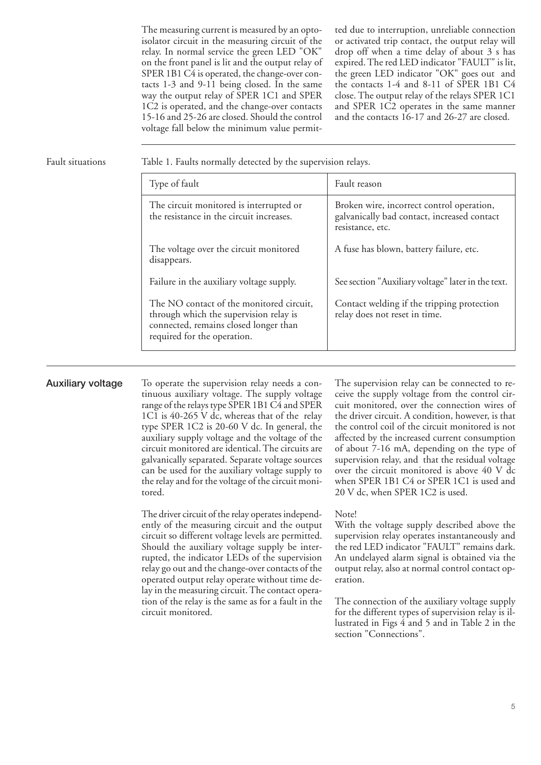The measuring current is measured by an opto-isolator circuit in the measuring circuit of the relay. In normal service the green LED "OK" on the front panel is lit and the output relay of SPER 1B1 C4 is operated, the change-over contacts 1-3 and 9-11 being closed. In the same way the output relay of SPER 1C1 and SPER 1C2 is operated, and the change-over contacts 15-16 and 25-26 are closed. Should the control voltage fall below the minimum value permitted due to interruption, unreliable connection or activated trip contact, the output relay will drop off when a time delay of about 3 s has expired. The red LED indicator "FAULT" is lit, the green LED indicator "OK" goes out and the contacts 1-4 and 8-11 of SPER 1B1 C4 close. The output relay of the relays SPER 1C1 and SPER 1C2 operates in the same manner and the contacts 16-17 and 26-27 are closed.

## Fault situations

Table 1. Faults normally detected by the supervision relays.

| Type of fault | Fault reason |
|---|---|
| The circuit monitored is interrupted or the resistance in the circuit increases. | Broken wire, incorrect control operation, galvanically bad contact, increased contact resistance, etc. |
| The voltage over the circuit monitored disappears. | A fuse has blown, battery failure, etc. |
| Failure in the auxiliary voltage supply. | See section "Auxiliary voltage" later in the text. |
| The NO contact of the monitored circuit, through which the supervision relay is connected, remains closed longer than required for the operation. | Contact welding if the tripping protection relay does not reset in time. |

## Auxiliary voltage

To operate the supervision relay needs a continuous auxiliary voltage. The supply voltage range of the relays type SPER 1B1 C4 and SPER 1C1 is 40-265 V dc, whereas that of the relay type SPER 1C2 is 20-60 V dc. In general, the auxiliary supply voltage and the voltage of the circuit monitored are identical. The circuits are galvanically separated. Separate voltage sources can be used for the auxiliary voltage supply to the relay and for the voltage of the circuit monitored.

The driver circuit of the relay operates independently of the measuring circuit and the output circuit so different voltage levels are permitted. Should the auxiliary voltage supply be interrupted, the indicator LEDs of the supervision relay go out and the change-over contacts of the operated output relay operate without time delay in the measuring circuit. The contact operation of the relay is the same as for a fault in the circuit monitored.

The supervision relay can be connected to receive the supply voltage from the control circuit monitored, over the connection wires of the driver circuit. A condition, however, is that the control coil of the circuit monitored is not affected by the increased current consumption of about 7-16 mA, depending on the type of supervision relay, and that the residual voltage over the circuit monitored is above 40 V dc when SPER 1B1 C4 or SPER 1C1 is used and 20 V dc, when SPER 1C2 is used.

Note!
With the voltage supply described above the supervision relay operates instantaneously and the red LED indicator "FAULT" remains dark. An undelayed alarm signal is obtained via the output relay, also at normal control contact operation.

The connection of the auxiliary voltage supply for the different types of supervision relay is illustrated in Figs 4 and 5 and in Table 2 in the section "Connections".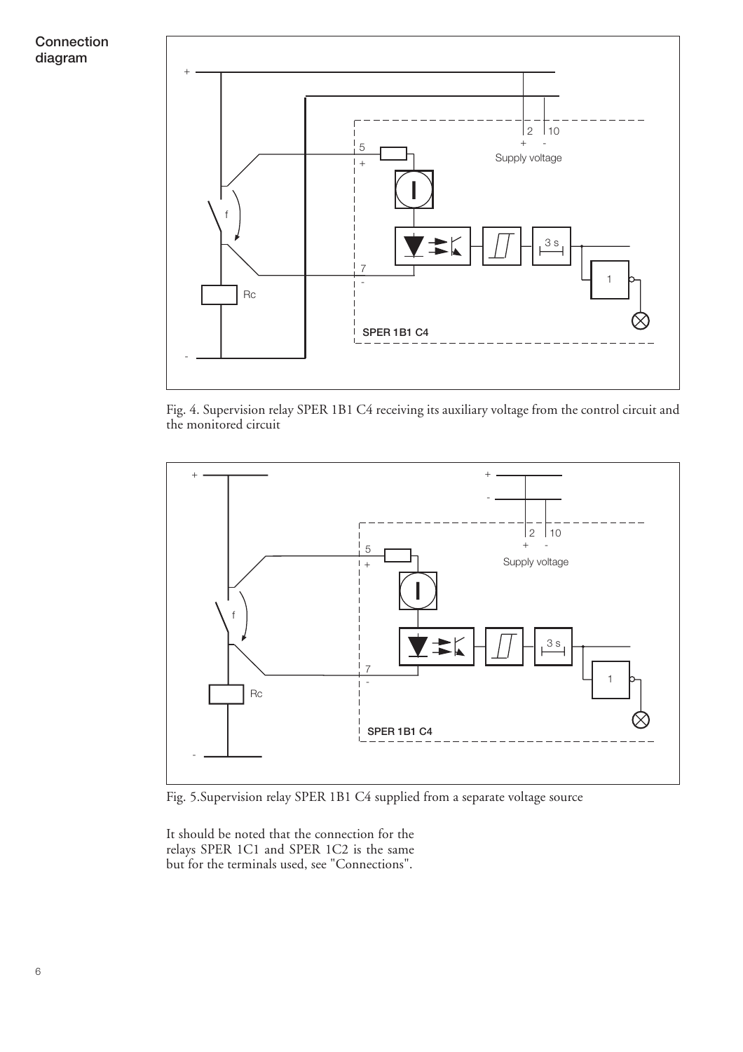## Connection diagram

Fig. 4. Supervision relay SPER 1B1 C4 receiving its auxiliary voltage from the control circuit and the monitored circuit

Fig. 5.Supervision relay SPER 1B1 C4 supplied from a separate voltage source

It should be noted that the connection for the relays SPER 1C1 and SPER 1C2 is the same but for the terminals used, see "Connections".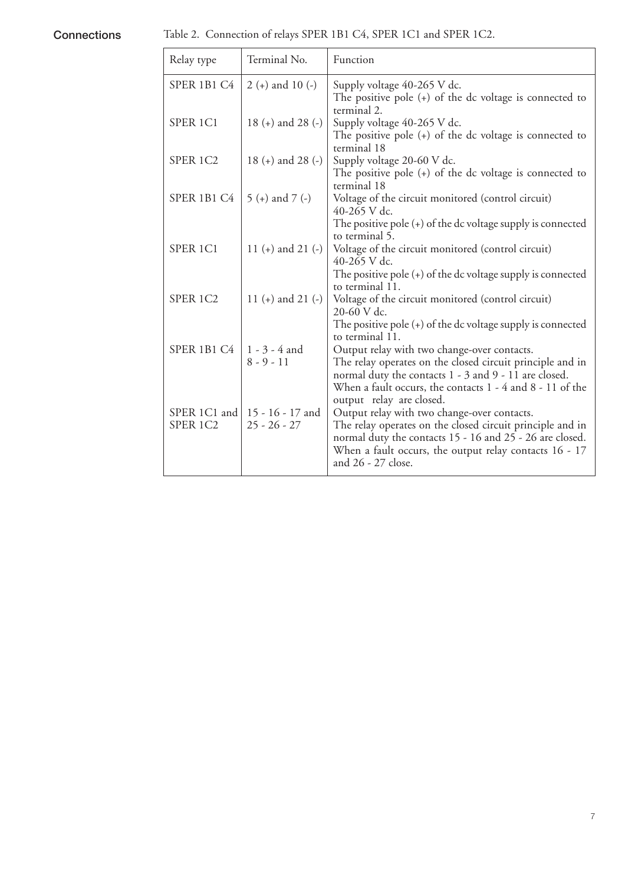## Connections

Table 2. Connection of relays SPER 1B1 C4, SPER 1C1 and SPER 1C2.

| Relay type | Terminal No. | Function |
|---|---|---|
| SPER 1B1 C4 | 2 (+) and 10 (-) | Supply voltage 40-265 V dc. The positive pole (+) of the dc voltage is connected to terminal 2. |
| SPER 1C1 | 18 (+) and 28 (-) | Supply voltage 40-265 V dc. The positive pole (+) of the dc voltage is connected to terminal 18 |
| SPER 1C2 | 18 (+) and 28 (-) | Supply voltage 20-60 V dc. The positive pole (+) of the dc voltage is connected to terminal 18 |
| SPER 1B1 C4 | 5 (+) and 7 (-) | Voltage of the circuit monitored (control circuit) 40-265 V dc. The positive pole (+) of the dc voltage supply is connected to terminal 5. |
| SPER 1C1 | 11 (+) and 21 (-) | Voltage of the circuit monitored (control circuit) 40-265 V dc. The positive pole (+) of the dc voltage supply is connected to terminal 11. |
| SPER 1C2 | 11 (+) and 21 (-) | Voltage of the circuit monitored (control circuit) 20-60 V dc. The positive pole (+) of the dc voltage supply is connected to terminal 11. |
| SPER 1B1 C4 | 1 - 3 - 4 and 8 - 9 - 11 | Output relay with two change-over contacts. The relay operates on the closed circuit principle and in normal duty the contacts 1 - 3 and 9 - 11 are closed. When a fault occurs, the contacts 1 - 4 and 8 - 11 of the output relay are closed. |
| SPER 1C1 and SPER 1C2 | 15 - 16 - 17 and 25 - 26 - 27 | Output relay with two change-over contacts. The relay operates on the closed circuit principle and in normal duty the contacts 15 - 16 and 25 - 26 are closed. When a fault occurs, the output relay contacts 16 - 17 and 26 - 27 close. |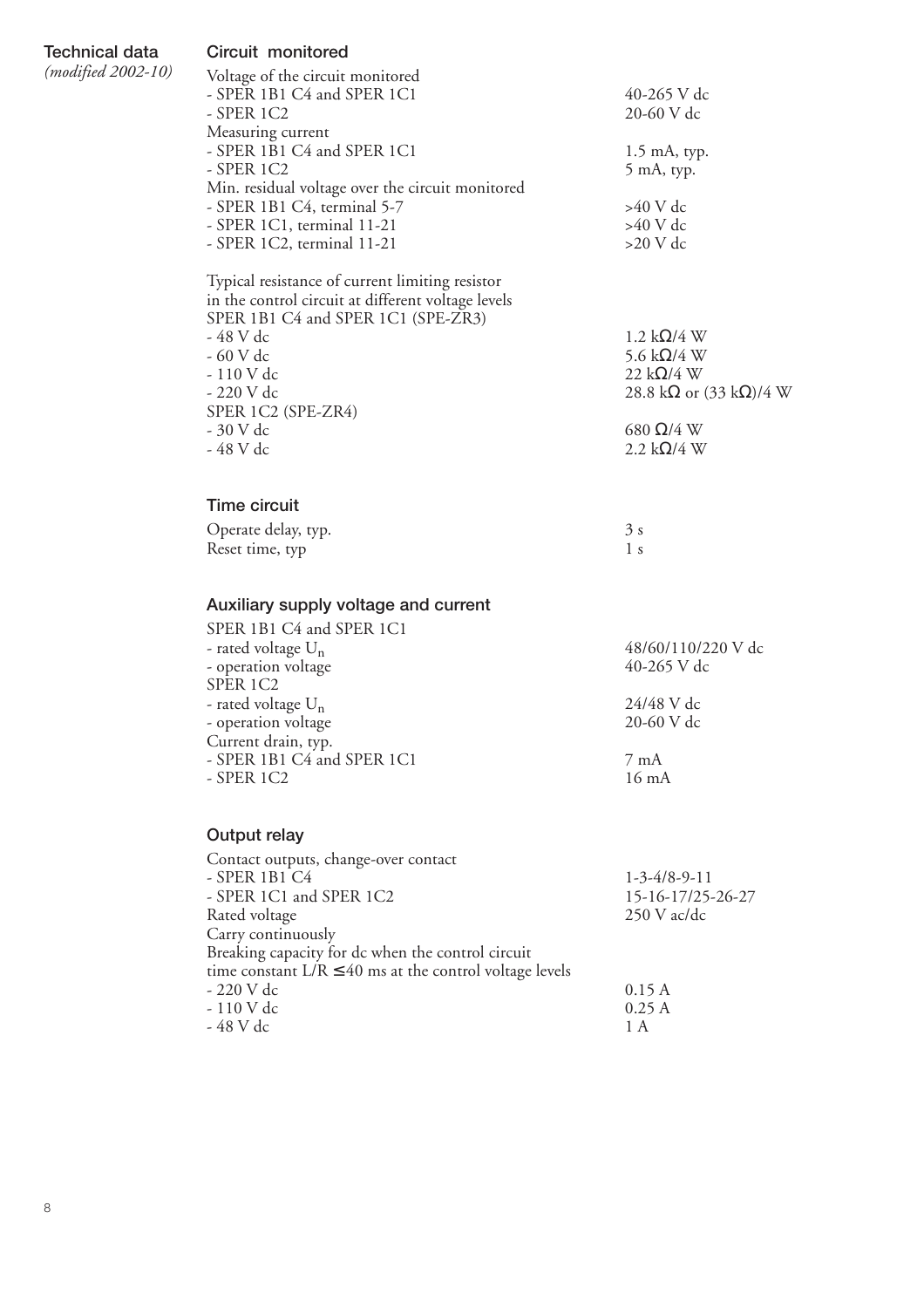## Technical data

*(modified 2002-10)*

### Circuit monitored

| | |
|---|---|
| Voltage of the circuit monitored | |
| - SPER 1B1 C4 and SPER 1C1 | 40-265 V dc |
| - SPER 1C2 | 20-60 V dc |
| Measuring current | |
| - SPER 1B1 C4 and SPER 1C1 | 1.5 mA, typ. |
| - SPER 1C2 | 5 mA, typ. |
| Min. residual voltage over the circuit monitored | |
| - SPER 1B1 C4, terminal 5-7 | >40 V dc |
| - SPER 1C1, terminal 11-21 | >40 V dc |
| - SPER 1C2, terminal 11-21 | >20 V dc |
| Typical resistance of current limiting resistor in the control circuit at different voltage levels | |
| SPER 1B1 C4 and SPER 1C1 (SPE-ZR3) | |
| - 48 V dc | 1.2 kΩ/4 W |
| - 60 V dc | 5.6 kΩ/4 W |
| - 110 V dc | 22 kΩ/4 W |
| - 220 V dc | 28.8 kΩ or (33 kΩ)/4 W |
| SPER 1C2 (SPE-ZR4) | |
| - 30 V dc | 680 Ω/4 W |
| - 48 V dc | 2.2 kΩ/4 W |

### Time circuit

| | |
|---|---|
| Operate delay, typ. | 3 s |
| Reset time, typ | 1 s |

### Auxiliary supply voltage and current

| | |
|---|---|
| SPER 1B1 C4 and SPER 1C1 | |
| - rated voltage $U_n$ | 48/60/110/220 V dc |
| - operation voltage | 40-265 V dc |
| SPER 1C2 | |
| - rated voltage $U_n$ | 24/48 V dc |
| - operation voltage | 20-60 V dc |
| Current drain, typ. | |
| - SPER 1B1 C4 and SPER 1C1 | 7 mA |
| - SPER 1C2 | 16 mA |

### Output relay

| | |
|---|---|
| Contact outputs, change-over contact | |
| - SPER 1B1 C4 | 1-3-4/8-9-11 |
| - SPER 1C1 and SPER 1C2 | 15-16-17/25-26-27 |
| Rated voltage | 250 V ac/dc |
| Carry continuously | |
| Breaking capacity for dc when the control circuit time constant L/R ≤40 ms at the control voltage levels | |
| - 220 V dc | 0.15 A |
| - 110 V dc | 0.25 A |
| - 48 V dc | 1 A |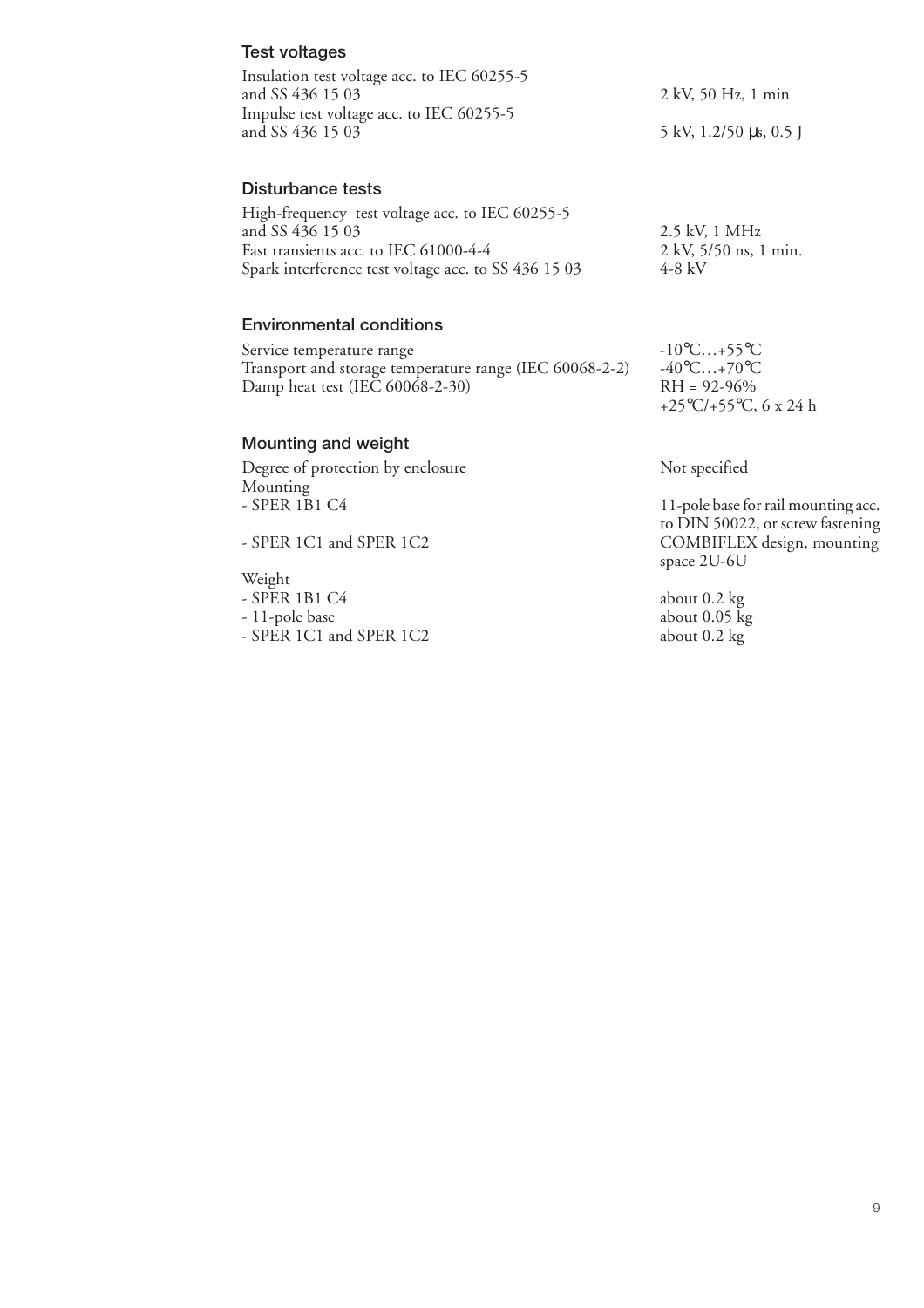### Test voltages

| | |
|---|---|
| Insulation test voltage acc. to IEC 60255-5 and SS 436 15 03 | 2 kV, 50 Hz, 1 min |
| Impulse test voltage acc. to IEC 60255-5 and SS 436 15 03 | 5 kV, 1.2/50 μs, 0.5 J |

### Disturbance tests

| | |
|---|---|
| High-frequency test voltage acc. to IEC 60255-5 and SS 436 15 03 | 2.5 kV, 1 MHz |
| Fast transients acc. to IEC 61000-4-4 | 2 kV, 5/50 ns, 1 min. |
| Spark interference test voltage acc. to SS 436 15 03 | 4-8 kV |

### Environmental conditions

| | |
|---|---|
| Service temperature range | -10°C…+55°C |
| Transport and storage temperature range (IEC 60068-2-2) | -40°C…+70°C |
| Damp heat test (IEC 60068-2-30) | RH = 92-96% +25°C/+55°C, 6 x 24 h |

### Mounting and weight

| | |
|---|---|
| Degree of protection by enclosure | Not specified |
| Mounting | |
| - SPER 1B1 C4 | 11-pole base for rail mounting acc. to DIN 50022, or screw fastening |
| - SPER 1C1 and SPER 1C2 | COMBIFLEX design, mounting space 2U-6U |
| Weight | |
| - SPER 1B1 C4 | about 0.2 kg |
| - 11-pole base | about 0.05 kg |
| - SPER 1C1 and SPER 1C2 | about 0.2 kg |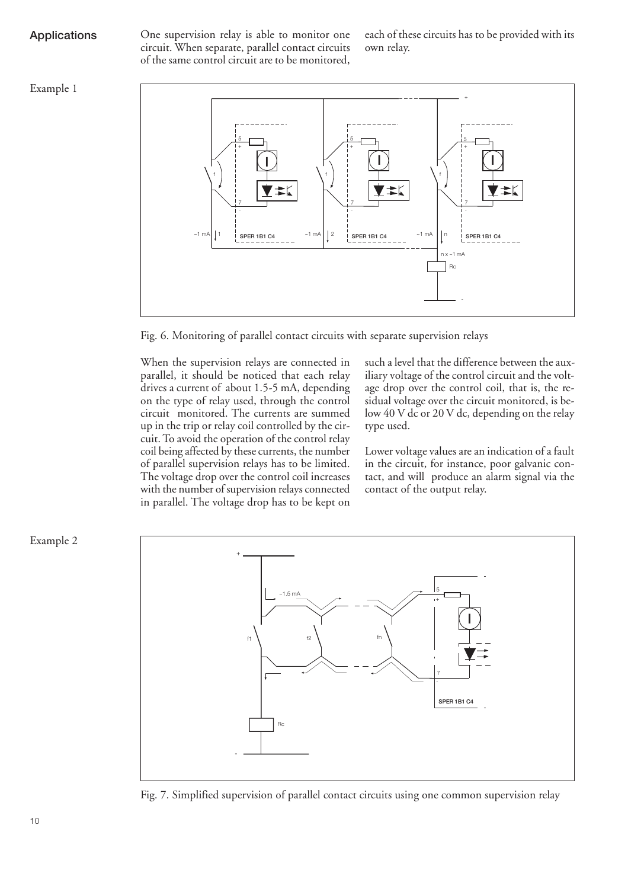## Applications

One supervision relay is able to monitor one circuit. When separate, parallel contact circuits of the same control circuit are to be monitored, each of these circuits has to be provided with its own relay.

Example 1

Fig. 6. Monitoring of parallel contact circuits with separate supervision relays

When the supervision relays are connected in parallel, it should be noticed that each relay drives a current of about 1.5-5 mA, depending on the type of relay used, through the control circuit monitored. The currents are summed up in the trip or relay coil controlled by the circuit. To avoid the operation of the control relay coil being affected by these currents, the number of parallel supervision relays has to be limited. The voltage drop over the control coil increases with the number of supervision relays connected in parallel. The voltage drop has to be kept on such a level that the difference between the auxiliary voltage of the control circuit and the voltage drop over the control coil, that is, the residual voltage over the circuit monitored, is below 40 V dc or 20 V dc, depending on the relay type used.

Lower voltage values are an indication of a fault in the circuit, for instance, poor galvanic contact, and will produce an alarm signal via the contact of the output relay.

Example 2

Fig. 7. Simplified supervision of parallel contact circuits using one common supervision relay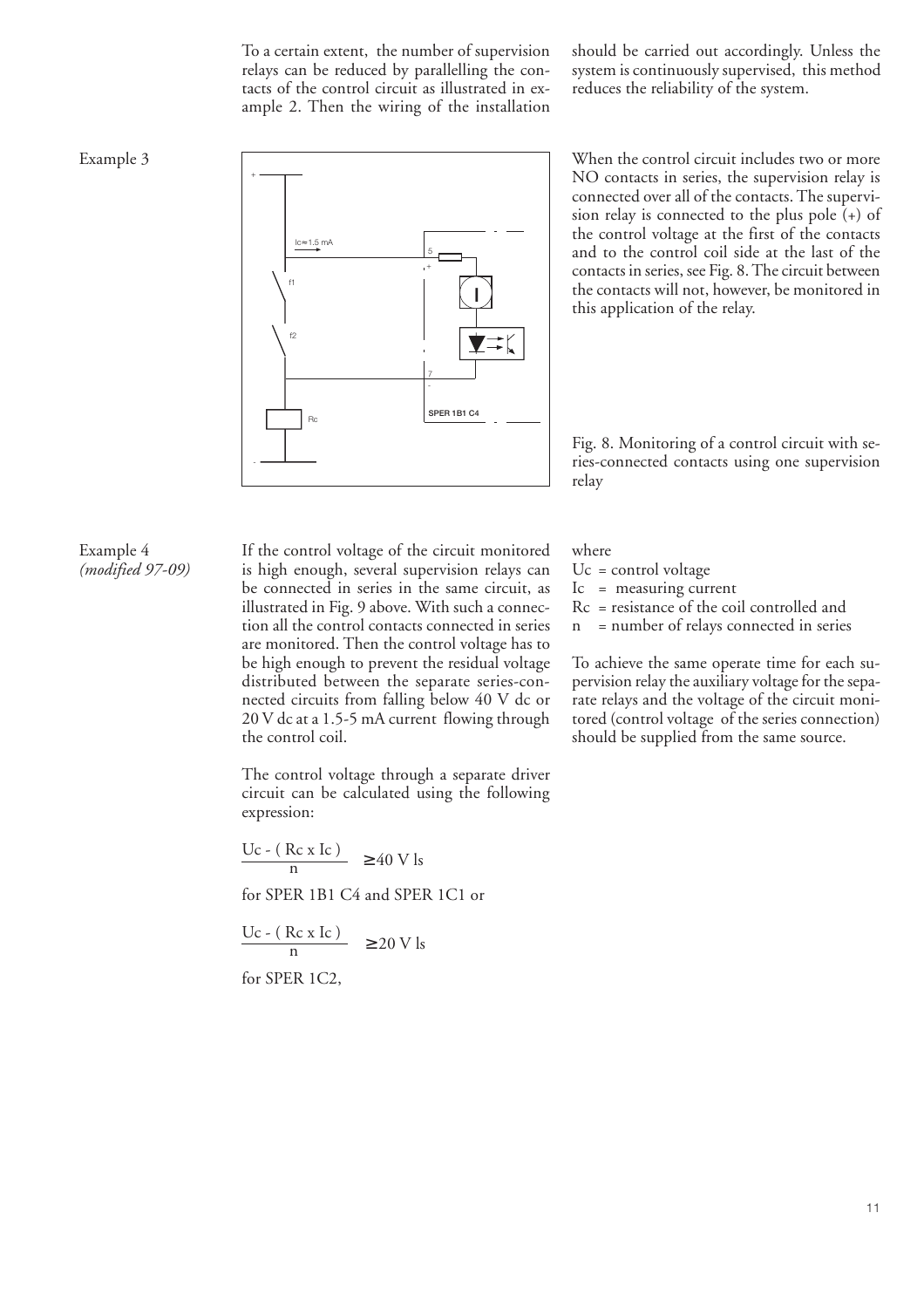To a certain extent, the number of supervision relays can be reduced by parallelling the contacts of the control circuit as illustrated in example 2. Then the wiring of the installation should be carried out accordingly. Unless the system is continuously supervised, this method reduces the reliability of the system.

Example 3

When the control circuit includes two or more NO contacts in series, the supervision relay is connected over all of the contacts. The supervision relay is connected to the plus pole (+) of the control voltage at the first of the contacts and to the control coil side at the last of the contacts in series, see Fig. 8. The circuit between the contacts will not, however, be monitored in this application of the relay.

Fig. 8. Monitoring of a control circuit with series-connected contacts using one supervision relay

Example 4
*(modified 97-09)*

If the control voltage of the circuit monitored is high enough, several supervision relays can be connected in series in the same circuit, as illustrated in Fig. 9 above. With such a connection all the control contacts connected in series are monitored. Then the control voltage has to be high enough to prevent the residual voltage distributed between the separate series-connected circuits from falling below 40 V dc or 20 V dc at a 1.5-5 mA current flowing through the control coil.

The control voltage through a separate driver circuit can be calculated using the following expression:

$$\frac{Uc - (Rc \times Ic)}{n} \geq 40 \text{ V ls}$$

for SPER 1B1 C4 and SPER 1C1 or

$$\frac{Uc - (Rc \times Ic)}{n} \geq 20 \text{ V ls}$$

for SPER 1C2,

where
Uc = control voltage
Ic = measuring current
Rc = resistance of the coil controlled and
n = number of relays connected in series

To achieve the same operate time for each supervision relay the auxiliary voltage for the separate relays and the voltage of the circuit monitored (control voltage of the series connection) should be supplied from the same source.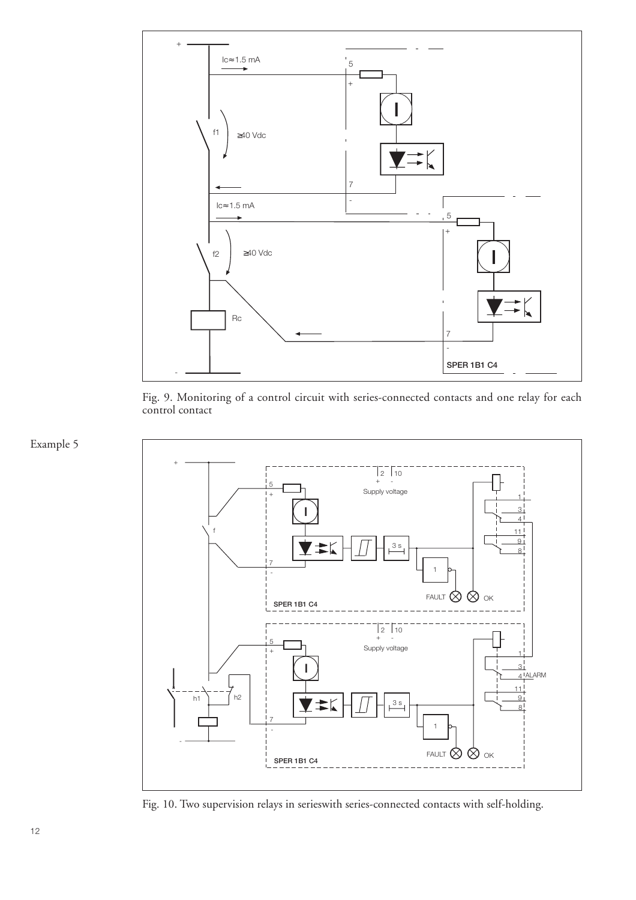Fig. 9. Monitoring of a control circuit with series-connected contacts and one relay for each control contact

Example 5

Fig. 10. Two supervision relays in serieswith series-connected contacts with self-holding.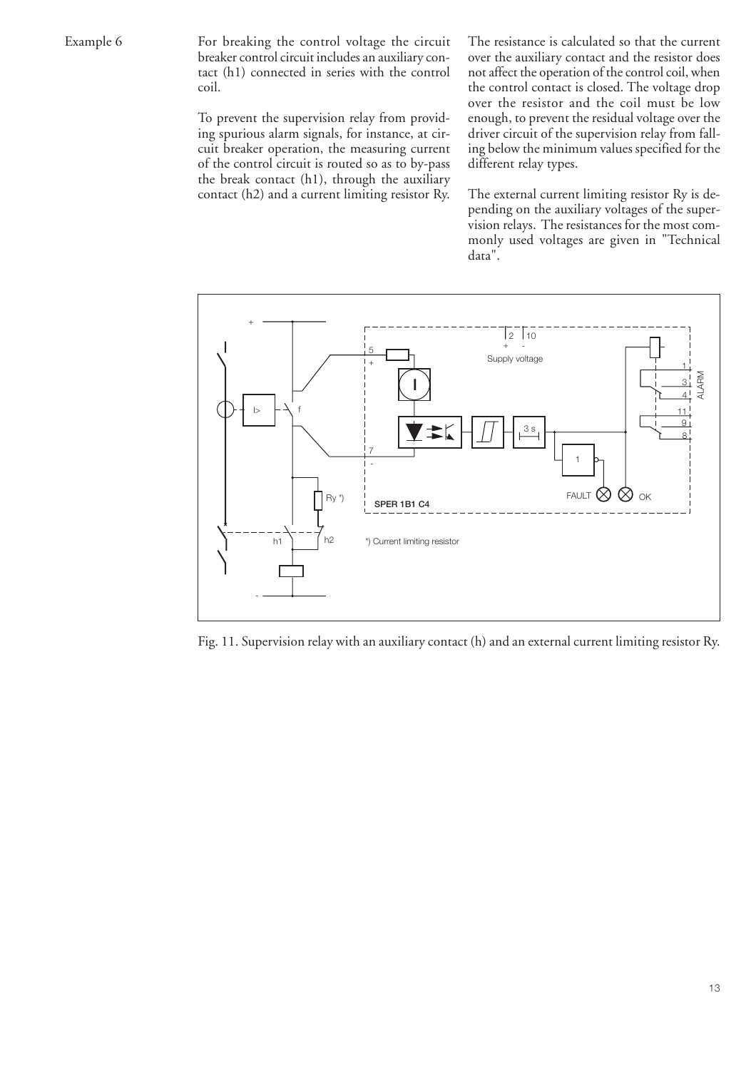Example 6

For breaking the control voltage the circuit breaker control circuit includes an auxiliary contact (h1) connected in series with the control coil.

To prevent the supervision relay from providing spurious alarm signals, for instance, at circuit breaker operation, the measuring current of the control circuit is routed so as to by-pass the break contact (h1), through the auxiliary contact (h2) and a current limiting resistor Ry.

The resistance is calculated so that the current over the auxiliary contact and the resistor does not affect the operation of the control coil, when the control contact is closed. The voltage drop over the resistor and the coil must be low enough, to prevent the residual voltage over the driver circuit of the supervision relay from falling below the minimum values specified for the different relay types.

The external current limiting resistor Ry is depending on the auxiliary voltages of the supervision relays. The resistances for the most commonly used voltages are given in "Technical data".

Fig. 11. Supervision relay with an auxiliary contact (h) and an external current limiting resistor Ry.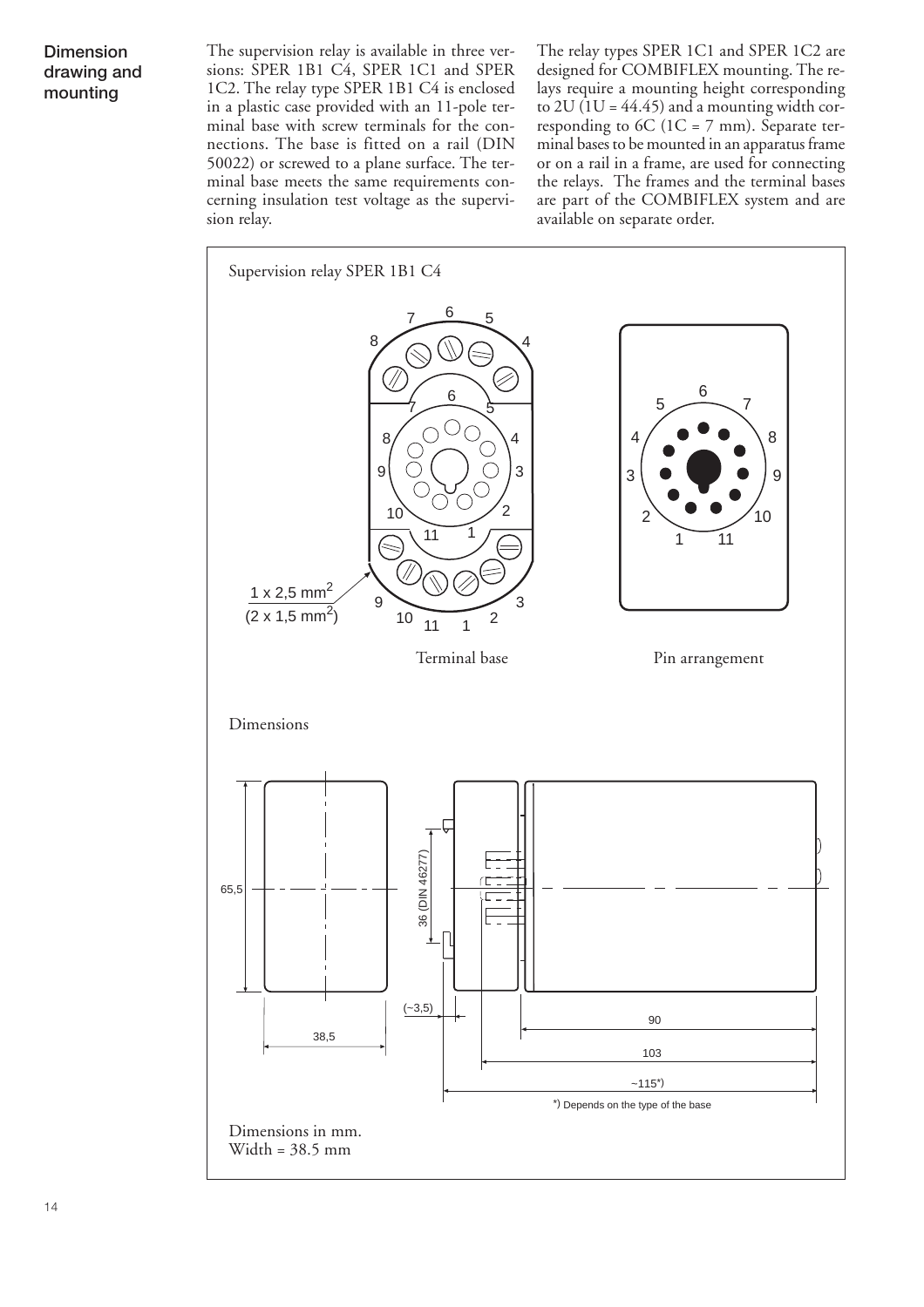## Dimension drawing and mounting

The supervision relay is available in three versions: SPER 1B1 C4, SPER 1C1 and SPER 1C2. The relay type SPER 1B1 C4 is enclosed in a plastic case provided with an 11-pole terminal base with screw terminals for the connections. The base is fitted on a rail (DIN 50022) or screwed to a plane surface. The terminal base meets the same requirements concerning insulation test voltage as the supervision relay.

The relay types SPER 1C1 and SPER 1C2 are designed for COMBIFLEX mounting. The relays require a mounting height corresponding to 2U (1U = 44.45) and a mounting width corresponding to 6C (1C = 7 mm). Separate terminal bases to be mounted in an apparatus frame or on a rail in a frame, are used for connecting the relays. The frames and the terminal bases are part of the COMBIFLEX system and are available on separate order.

Supervision relay SPER 1B1 C4

1 x 2,5 mm$^2$
(2 x 1,5 mm$^2$)

Terminal base

Pin arrangement

Dimensions

65,5

38,5

36 (DIN 46277)

(~3,5)

90

103

~115*)

*) Depends on the type of the base

Dimensions in mm.
Width = 38.5 mm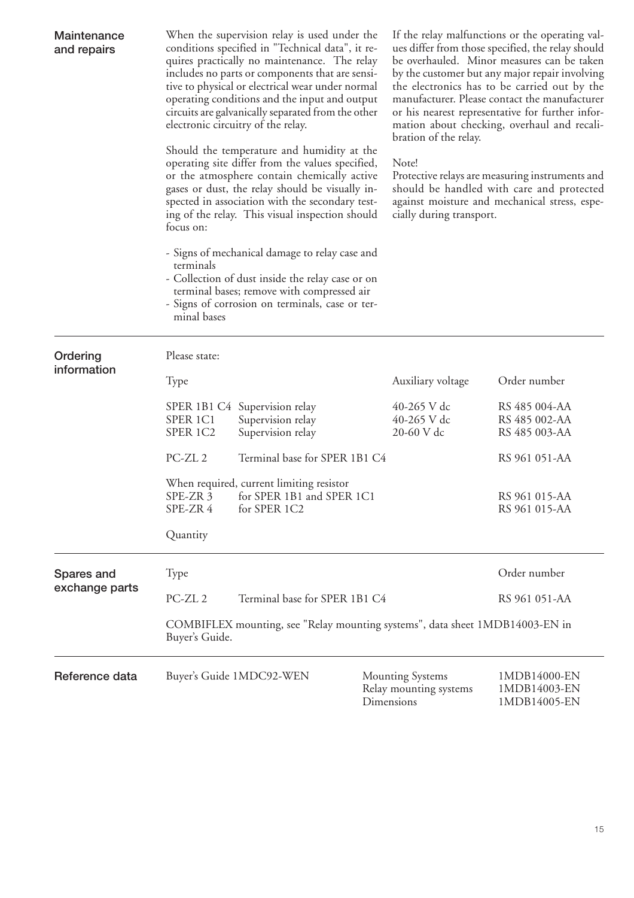## Maintenance and repairs

When the supervision relay is used under the conditions specified in "Technical data", it requires practically no maintenance. The relay includes no parts or components that are sensitive to physical or electrical wear under normal operating conditions and the input and output circuits are galvanically separated from the other electronic circuitry of the relay.

Should the temperature and humidity at the operating site differ from the values specified, or the atmosphere contain chemically active gases or dust, the relay should be visually inspected in association with the secondary testing of the relay. This visual inspection should focus on:

- Signs of mechanical damage to relay case and terminals
- Collection of dust inside the relay case or on terminal bases; remove with compressed air
- Signs of corrosion on terminals, case or terminal bases

If the relay malfunctions or the operating values differ from those specified, the relay should be overhauled. Minor measures can be taken by the customer but any major repair involving the electronics has to be carried out by the manufacturer. Please contact the manufacturer or his nearest representative for further information about checking, overhaul and recalibration of the relay.

Note!
Protective relays are measuring instruments and should be handled with care and protected against moisture and mechanical stress, especially during transport.

## Ordering information

Please state:

| Type | | Auxiliary voltage | Order number |
|---|---|---|---|
| SPER 1B1 C4 | Supervision relay | 40-265 V dc | RS 485 004-AA |
| SPER 1C1 | Supervision relay | 40-265 V dc | RS 485 002-AA |
| SPER 1C2 | Supervision relay | 20-60 V dc | RS 485 003-AA |
| PC-ZL 2 | Terminal base for SPER 1B1 C4 | | RS 961 051-AA |
| When required, current limiting resistor | | | |
| SPE-ZR 3 | for SPER 1B1 and SPER 1C1 | | RS 961 015-AA |
| SPE-ZR 4 | for SPER 1C2 | | RS 961 015-AA |

Quantity

## Spares and exchange parts

| Type | | Order number |
|---|---|---|
| PC-ZL 2 | Terminal base for SPER 1B1 C4 | RS 961 051-AA |

COMBIFLEX mounting, see "Relay mounting systems", data sheet 1MDB14003-EN in Buyer's Guide.

## Reference data

| | | |
|---|---|---|
| Buyer's Guide 1MDC92-WEN | Mounting Systems | 1MDB14000-EN |
| | Relay mounting systems | 1MDB14003-EN |
| | Dimensions | 1MDB14005-EN |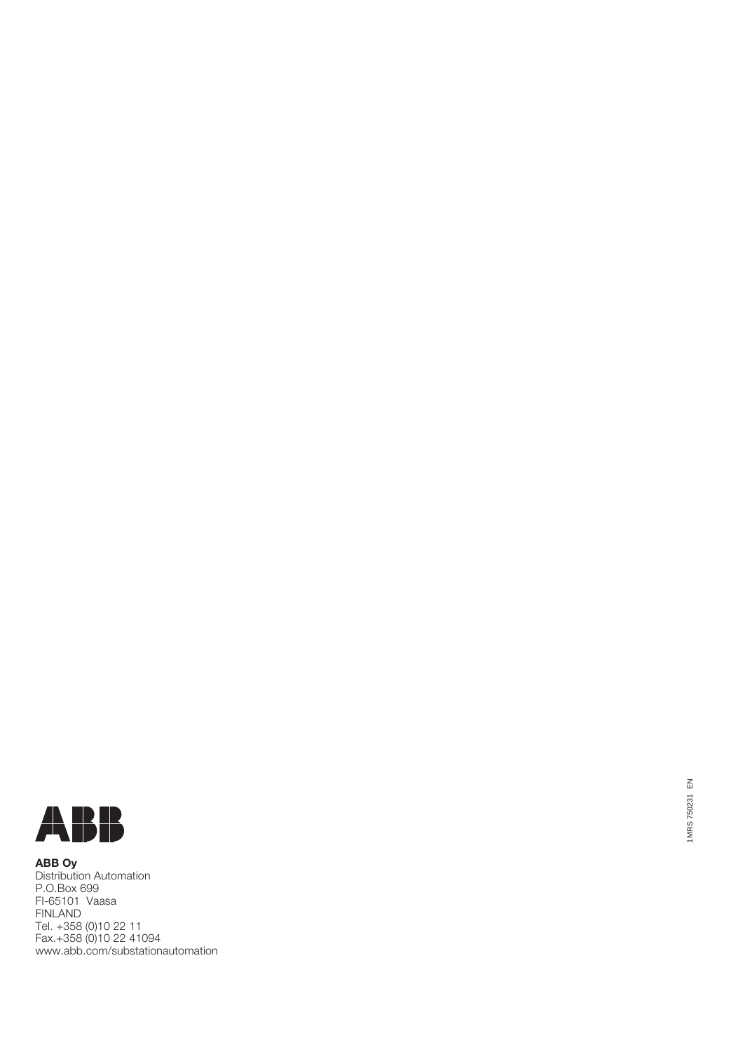**ABB Oy**
Distribution Automation
P.O.Box 699
FI-65101 Vaasa
FINLAND
Tel. +358 (0)10 22 11
Fax.+358 (0)10 22 41094
www.abb.com/substationautomation

1MRS 750231 EN